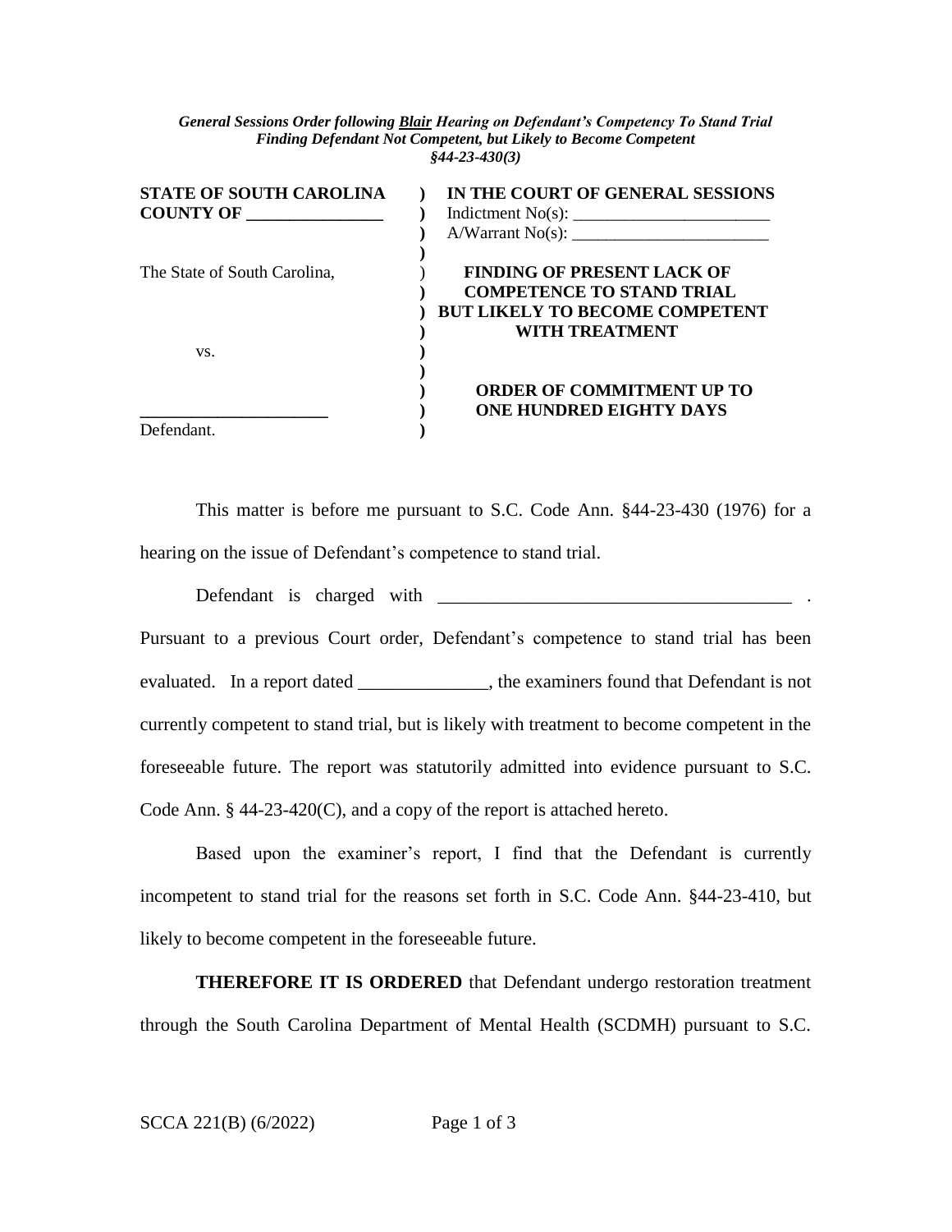*General Sessions Order following* ***Blair*** *Hearing on Defendant's Competency To Stand Trial*
*Finding Defendant Not Competent, but Likely to Become Competent*
*§44-23-430(3)*

| | | |
|---|---|---|
| **STATE OF SOUTH CAROLINA** | ) | **IN THE COURT OF GENERAL SESSIONS** |
| **COUNTY OF _______________** | ) | Indictment No(s): _______________________ |
| | ) | A/Warrant No(s): _______________________ |
| | ) | |
| The State of South Carolina, | ) | **FINDING OF PRESENT LACK OF** |
| | ) | **COMPETENCE TO STAND TRIAL** |
| | ) | **BUT LIKELY TO BECOME COMPETENT** |
| | ) | **WITH TREATMENT** |
| vs. | ) | |
| | ) | |
| | ) | **ORDER OF COMMITMENT UP TO** |
| _____________________ | ) | **ONE HUNDRED EIGHTY DAYS** |
| Defendant. | ) | |

This matter is before me pursuant to S.C. Code Ann. §44-23-430 (1976) for a hearing on the issue of Defendant's competence to stand trial.

Defendant is charged with ______________________________________ . Pursuant to a previous Court order, Defendant's competence to stand trial has been evaluated. In a report dated ______________, the examiners found that Defendant is not currently competent to stand trial, but is likely with treatment to become competent in the foreseeable future. The report was statutorily admitted into evidence pursuant to S.C. Code Ann. § 44-23-420(C), and a copy of the report is attached hereto.

Based upon the examiner's report, I find that the Defendant is currently incompetent to stand trial for the reasons set forth in S.C. Code Ann. §44-23-410, but likely to become competent in the foreseeable future.

**THEREFORE IT IS ORDERED** that Defendant undergo restoration treatment through the South Carolina Department of Mental Health (SCDMH) pursuant to S.C.

SCCA 221(B) (6/2022)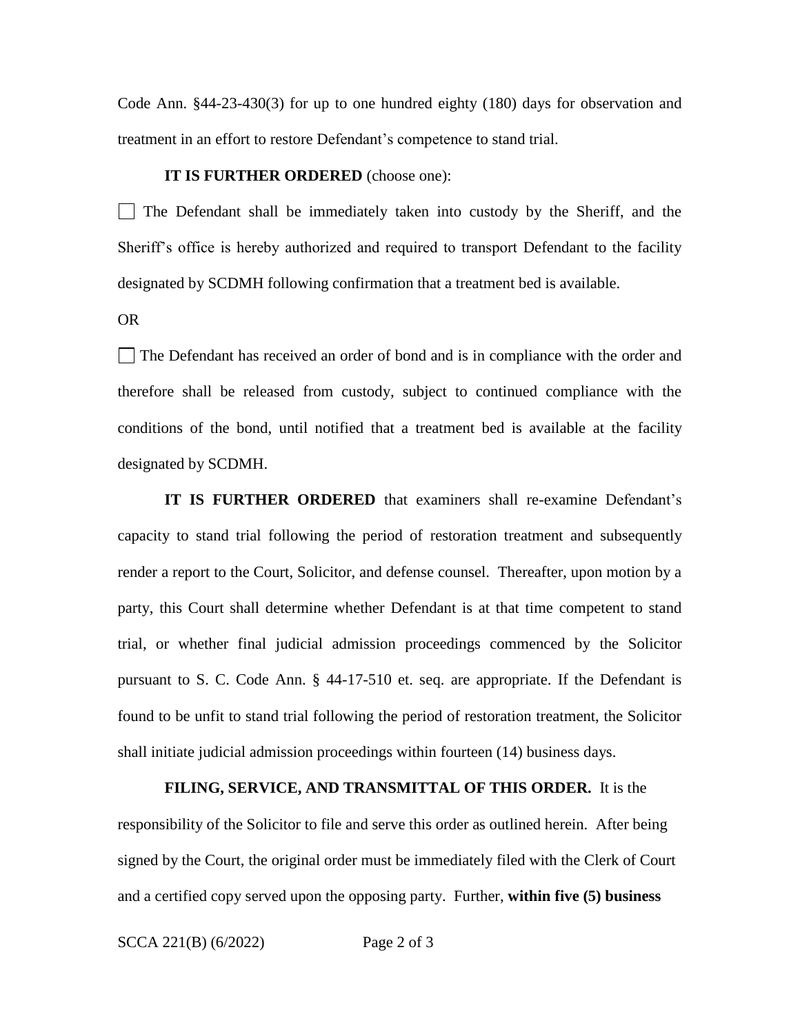Code Ann. §44-23-430(3) for up to one hundred eighty (180) days for observation and treatment in an effort to restore Defendant's competence to stand trial.

**IT IS FURTHER ORDERED** (choose one):

☐ The Defendant shall be immediately taken into custody by the Sheriff, and the Sheriff's office is hereby authorized and required to transport Defendant to the facility designated by SCDMH following confirmation that a treatment bed is available.

OR

☐ The Defendant has received an order of bond and is in compliance with the order and therefore shall be released from custody, subject to continued compliance with the conditions of the bond, until notified that a treatment bed is available at the facility designated by SCDMH.

**IT IS FURTHER ORDERED** that examiners shall re-examine Defendant's capacity to stand trial following the period of restoration treatment and subsequently render a report to the Court, Solicitor, and defense counsel. Thereafter, upon motion by a party, this Court shall determine whether Defendant is at that time competent to stand trial, or whether final judicial admission proceedings commenced by the Solicitor pursuant to S. C. Code Ann. § 44-17-510 et. seq. are appropriate. If the Defendant is found to be unfit to stand trial following the period of restoration treatment, the Solicitor shall initiate judicial admission proceedings within fourteen (14) business days.

**FILING, SERVICE, AND TRANSMITTAL OF THIS ORDER.** It is the responsibility of the Solicitor to file and serve this order as outlined herein. After being signed by the Court, the original order must be immediately filed with the Clerk of Court and a certified copy served upon the opposing party. Further, **within five (5) business**

SCCA 221(B) (6/2022)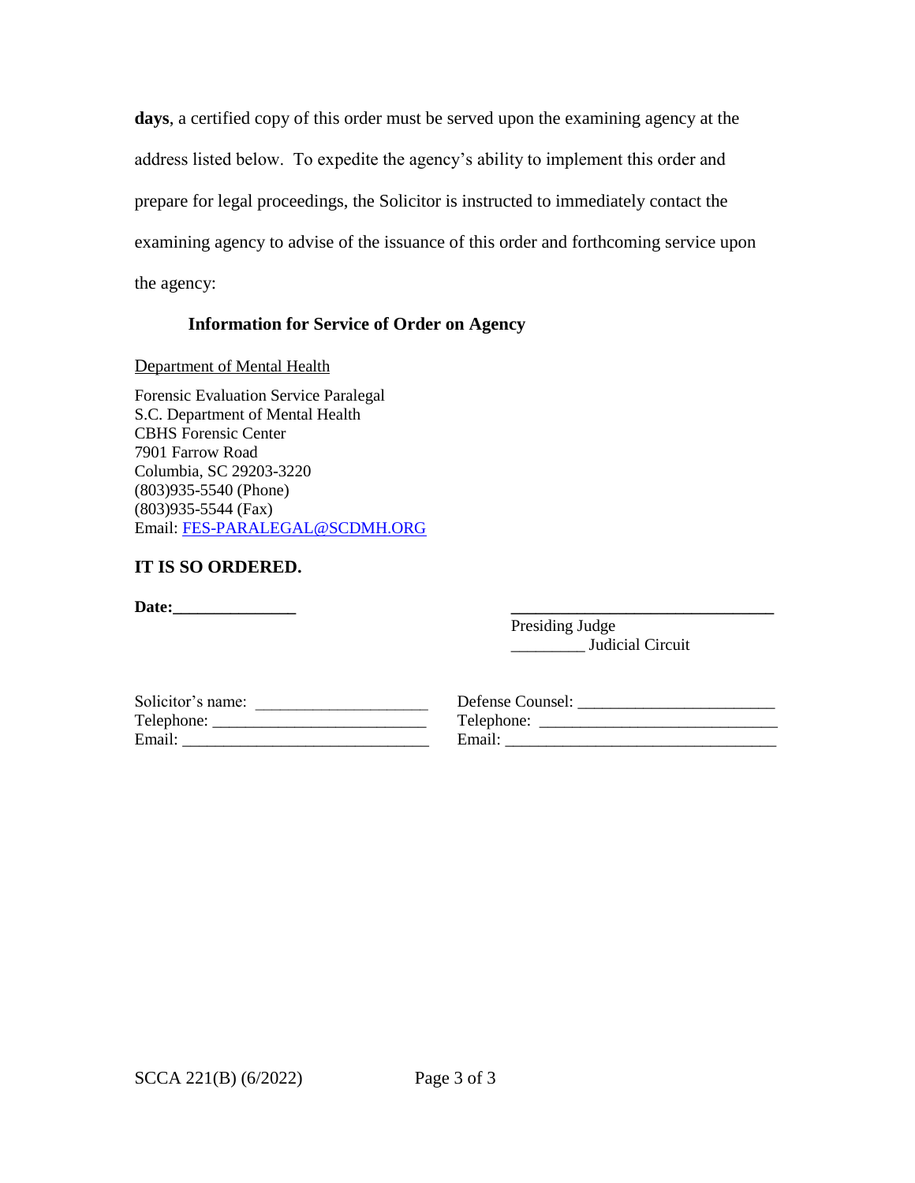**days**, a certified copy of this order must be served upon the examining agency at the address listed below. To expedite the agency's ability to implement this order and prepare for legal proceedings, the Solicitor is instructed to immediately contact the examining agency to advise of the issuance of this order and forthcoming service upon the agency:

**Information for Service of Order on Agency**

Department of Mental Health

Forensic Evaluation Service Paralegal
S.C. Department of Mental Health
CBHS Forensic Center
7901 Farrow Road
Columbia, SC 29203-3220
(803)935-5540 (Phone)
(803)935-5544 (Fax)
Email: FES-PARALEGAL@SCDMH.ORG

**IT IS SO ORDERED.**

**Date:_______________**

________________________________
Presiding Judge
_________ Judicial Circuit

Solicitor's name: _____________________
Telephone: __________________________
Email: ______________________________

Defense Counsel: _______________________
Telephone: ____________________________
Email: ________________________________